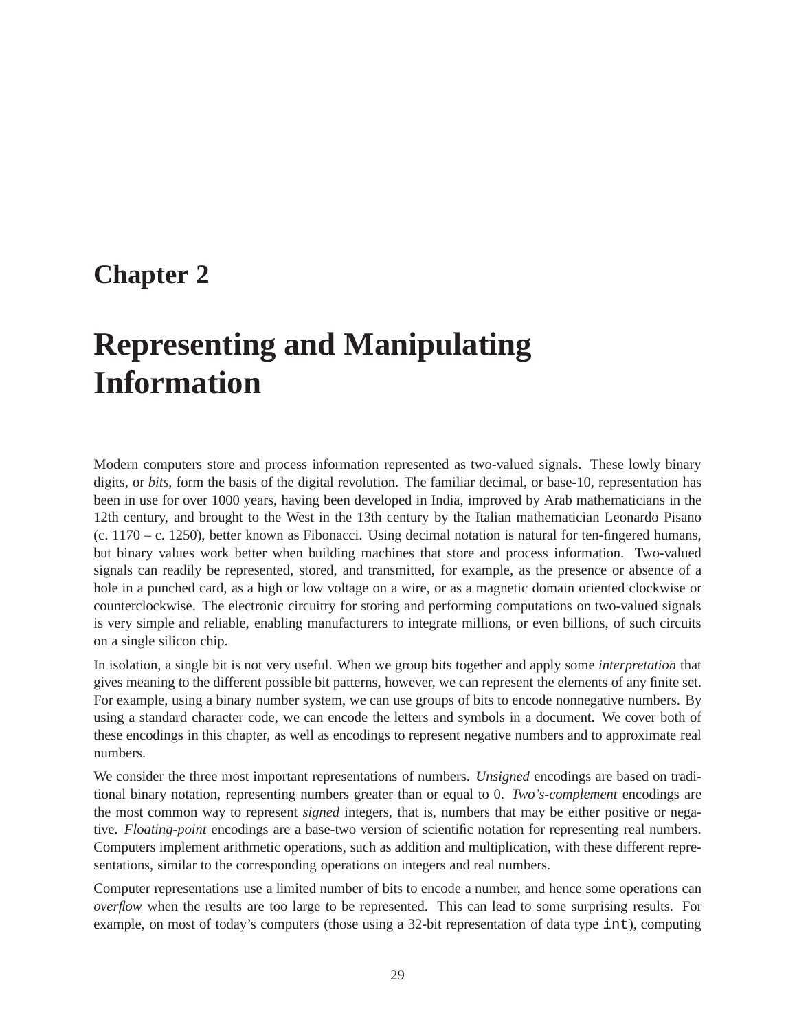# Chapter 2

# Representing and Manipulating Information

Modern computers store and process information represented as two-valued signals. These lowly binary digits, or *bits*, form the basis of the digital revolution. The familiar decimal, or base-10, representation has been in use for over 1000 years, having been developed in India, improved by Arab mathematicians in the 12th century, and brought to the West in the 13th century by the Italian mathematician Leonardo Pisano (c. 1170 – c. 1250), better known as Fibonacci. Using decimal notation is natural for ten-fingered humans, but binary values work better when building machines that store and process information. Two-valued signals can readily be represented, stored, and transmitted, for example, as the presence or absence of a hole in a punched card, as a high or low voltage on a wire, or as a magnetic domain oriented clockwise or counterclockwise. The electronic circuitry for storing and performing computations on two-valued signals is very simple and reliable, enabling manufacturers to integrate millions, or even billions, of such circuits on a single silicon chip.

In isolation, a single bit is not very useful. When we group bits together and apply some *interpretation* that gives meaning to the different possible bit patterns, however, we can represent the elements of any finite set. For example, using a binary number system, we can use groups of bits to encode nonnegative numbers. By using a standard character code, we can encode the letters and symbols in a document. We cover both of these encodings in this chapter, as well as encodings to represent negative numbers and to approximate real numbers.

We consider the three most important representations of numbers. *Unsigned* encodings are based on traditional binary notation, representing numbers greater than or equal to 0. *Two's-complement* encodings are the most common way to represent *signed* integers, that is, numbers that may be either positive or negative. *Floating-point* encodings are a base-two version of scientific notation for representing real numbers. Computers implement arithmetic operations, such as addition and multiplication, with these different representations, similar to the corresponding operations on integers and real numbers.

Computer representations use a limited number of bits to encode a number, and hence some operations can *overflow* when the results are too large to be represented. This can lead to some surprising results. For example, on most of today's computers (those using a 32-bit representation of data type `int`), computing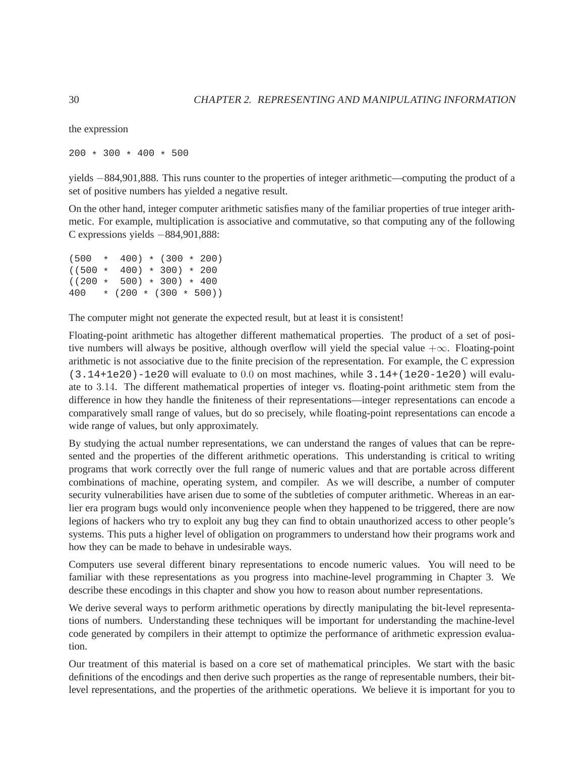the expression

```
200 * 300 * 400 * 500
```

yields $-884{,}901{,}888$. This runs counter to the properties of integer arithmetic—computing the product of a set of positive numbers has yielded a negative result.

On the other hand, integer computer arithmetic satisfies many of the familiar properties of true integer arithmetic. For example, multiplication is associative and commutative, so that computing any of the following C expressions yields $-884{,}901{,}888$:

```
(500  *  400) * (300 * 200)
((500 *  400) * 300) * 200
((200 *  500) * 300) * 400
400   * (200 * (300 * 500))
```

The computer might not generate the expected result, but at least it is consistent!

Floating-point arithmetic has altogether different mathematical properties. The product of a set of positive numbers will always be positive, although overflow will yield the special value $+\infty$. Floating-point arithmetic is not associative due to the finite precision of the representation. For example, the C expression `(3.14+1e20)-1e20` will evaluate to $0.0$ on most machines, while `3.14+(1e20-1e20)` will evaluate to $3.14$. The different mathematical properties of integer vs. floating-point arithmetic stem from the difference in how they handle the finiteness of their representations—integer representations can encode a comparatively small range of values, but do so precisely, while floating-point representations can encode a wide range of values, but only approximately.

By studying the actual number representations, we can understand the ranges of values that can be represented and the properties of the different arithmetic operations. This understanding is critical to writing programs that work correctly over the full range of numeric values and that are portable across different combinations of machine, operating system, and compiler. As we will describe, a number of computer security vulnerabilities have arisen due to some of the subtleties of computer arithmetic. Whereas in an earlier era program bugs would only inconvenience people when they happened to be triggered, there are now legions of hackers who try to exploit any bug they can find to obtain unauthorized access to other people's systems. This puts a higher level of obligation on programmers to understand how their programs work and how they can be made to behave in undesirable ways.

Computers use several different binary representations to encode numeric values. You will need to be familiar with these representations as you progress into machine-level programming in Chapter 3. We describe these encodings in this chapter and show you how to reason about number representations.

We derive several ways to perform arithmetic operations by directly manipulating the bit-level representations of numbers. Understanding these techniques will be important for understanding the machine-level code generated by compilers in their attempt to optimize the performance of arithmetic expression evaluation.

Our treatment of this material is based on a core set of mathematical principles. We start with the basic definitions of the encodings and then derive such properties as the range of representable numbers, their bit-level representations, and the properties of the arithmetic operations. We believe it is important for you to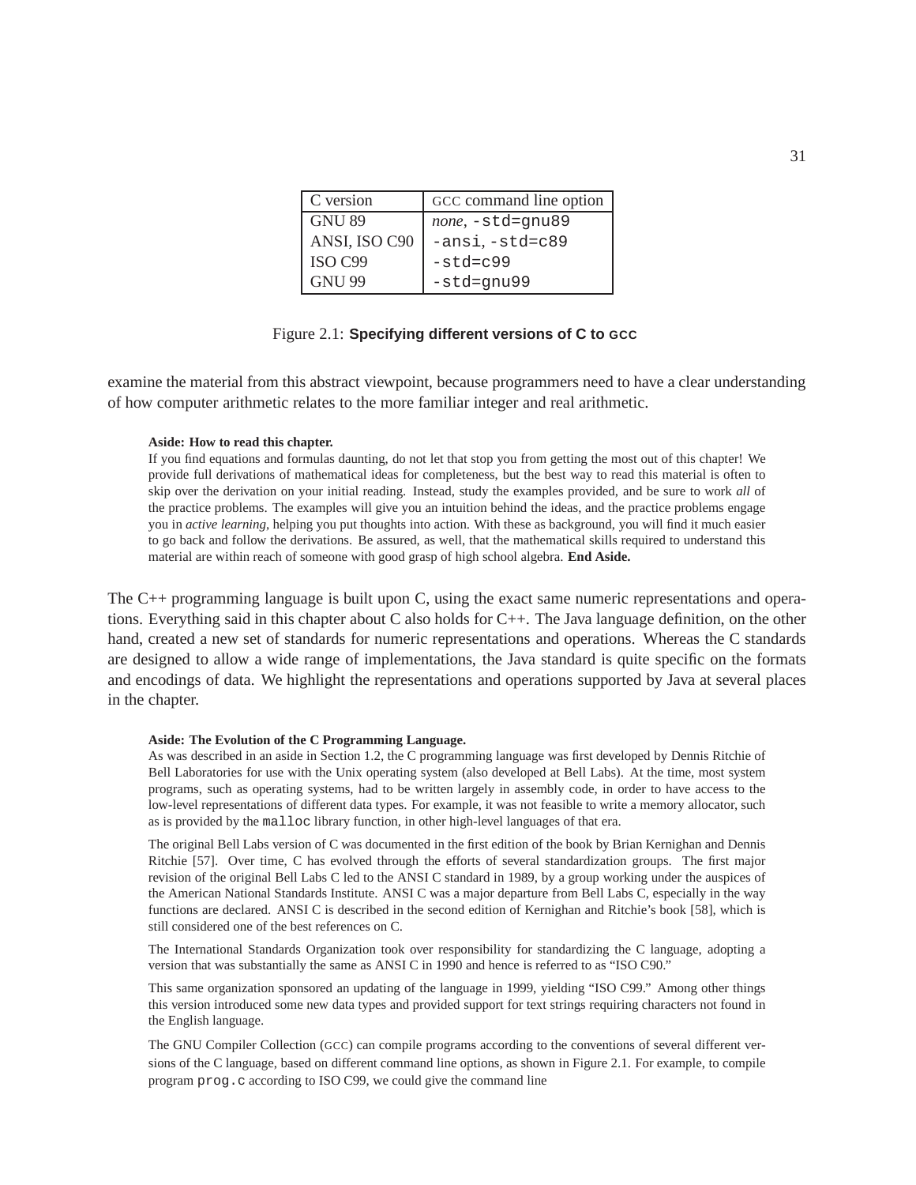| C version | GCC command line option |
| --- | --- |
| GNU 89 | *none*, `-std=gnu89` |
| ANSI, ISO C90 | `-ansi`, `-std=c89` |
| ISO C99 | `-std=c99` |
| GNU 99 | `-std=gnu99` |

Figure 2.1: **Specifying different versions of C to GCC**

examine the material from this abstract viewpoint, because programmers need to have a clear understanding of how computer arithmetic relates to the more familiar integer and real arithmetic.

**Aside: How to read this chapter.**
If you find equations and formulas daunting, do not let that stop you from getting the most out of this chapter! We provide full derivations of mathematical ideas for completeness, but the best way to read this material is often to skip over the derivation on your initial reading. Instead, study the examples provided, and be sure to work *all* of the practice problems. The examples will give you an intuition behind the ideas, and the practice problems engage you in *active learning*, helping you put thoughts into action. With these as background, you will find it much easier to go back and follow the derivations. Be assured, as well, that the mathematical skills required to understand this material are within reach of someone with good grasp of high school algebra. **End Aside.**

The C++ programming language is built upon C, using the exact same numeric representations and operations. Everything said in this chapter about C also holds for C++. The Java language definition, on the other hand, created a new set of standards for numeric representations and operations. Whereas the C standards are designed to allow a wide range of implementations, the Java standard is quite specific on the formats and encodings of data. We highlight the representations and operations supported by Java at several places in the chapter.

**Aside: The Evolution of the C Programming Language.**
As was described in an aside in Section 1.2, the C programming language was first developed by Dennis Ritchie of Bell Laboratories for use with the Unix operating system (also developed at Bell Labs). At the time, most system programs, such as operating systems, had to be written largely in assembly code, in order to have access to the low-level representations of different data types. For example, it was not feasible to write a memory allocator, such as is provided by the `malloc` library function, in other high-level languages of that era.

The original Bell Labs version of C was documented in the first edition of the book by Brian Kernighan and Dennis Ritchie [57]. Over time, C has evolved through the efforts of several standardization groups. The first major revision of the original Bell Labs C led to the ANSI C standard in 1989, by a group working under the auspices of the American National Standards Institute. ANSI C was a major departure from Bell Labs C, especially in the way functions are declared. ANSI C is described in the second edition of Kernighan and Ritchie's book [58], which is still considered one of the best references on C.

The International Standards Organization took over responsibility for standardizing the C language, adopting a version that was substantially the same as ANSI C in 1990 and hence is referred to as "ISO C90."

This same organization sponsored an updating of the language in 1999, yielding "ISO C99." Among other things this version introduced some new data types and provided support for text strings requiring characters not found in the English language.

The GNU Compiler Collection (GCC) can compile programs according to the conventions of several different versions of the C language, based on different command line options, as shown in Figure 2.1. For example, to compile program `prog.c` according to ISO C99, we could give the command line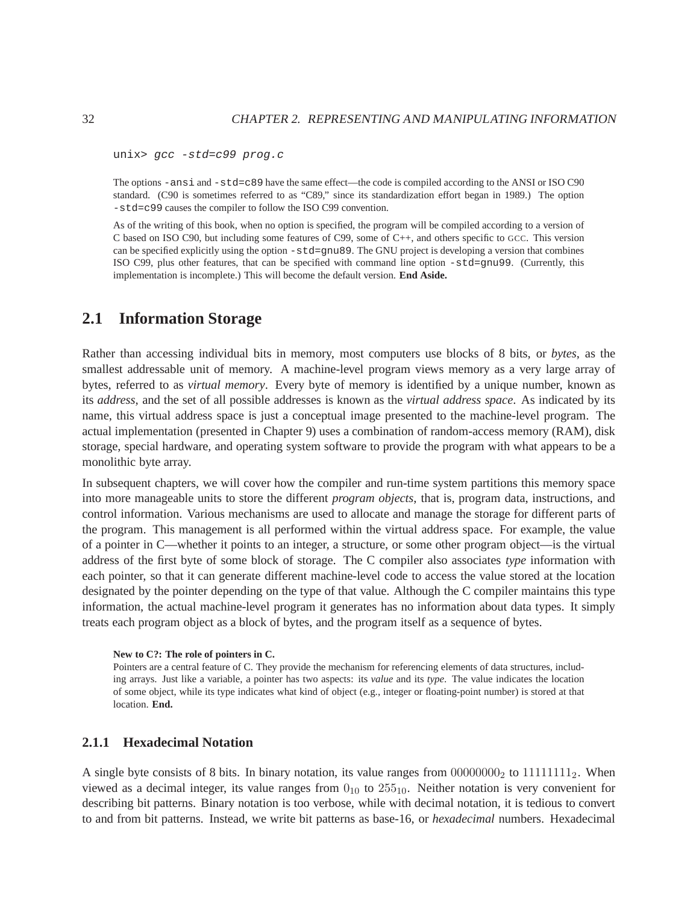```
unix> gcc -std=c99 prog.c
```

The options `-ansi` and `-std=c89` have the same effect—the code is compiled according to the ANSI or ISO C90 standard. (C90 is sometimes referred to as "C89," since its standardization effort began in 1989.) The option `-std=c99` causes the compiler to follow the ISO C99 convention.

As of the writing of this book, when no option is specified, the program will be compiled according to a version of C based on ISO C90, but including some features of C99, some of C++, and others specific to GCC. This version can be specified explicitly using the option `-std=gnu89`. The GNU project is developing a version that combines ISO C99, plus other features, that can be specified with command line option `-std=gnu99`. (Currently, this implementation is incomplete.) This will become the default version. **End Aside.**

## 2.1 Information Storage

Rather than accessing individual bits in memory, most computers use blocks of 8 bits, or *bytes*, as the smallest addressable unit of memory. A machine-level program views memory as a very large array of bytes, referred to as *virtual memory*. Every byte of memory is identified by a unique number, known as its *address*, and the set of all possible addresses is known as the *virtual address space*. As indicated by its name, this virtual address space is just a conceptual image presented to the machine-level program. The actual implementation (presented in Chapter 9) uses a combination of random-access memory (RAM), disk storage, special hardware, and operating system software to provide the program with what appears to be a monolithic byte array.

In subsequent chapters, we will cover how the compiler and run-time system partitions this memory space into more manageable units to store the different *program objects*, that is, program data, instructions, and control information. Various mechanisms are used to allocate and manage the storage for different parts of the program. This management is all performed within the virtual address space. For example, the value of a pointer in C—whether it points to an integer, a structure, or some other program object—is the virtual address of the first byte of some block of storage. The C compiler also associates *type* information with each pointer, so that it can generate different machine-level code to access the value stored at the location designated by the pointer depending on the type of that value. Although the C compiler maintains this type information, the actual machine-level program it generates has no information about data types. It simply treats each program object as a block of bytes, and the program itself as a sequence of bytes.

**New to C?: The role of pointers in C.**
Pointers are a central feature of C. They provide the mechanism for referencing elements of data structures, including arrays. Just like a variable, a pointer has two aspects: its *value* and its *type*. The value indicates the location of some object, while its type indicates what kind of object (e.g., integer or floating-point number) is stored at that location. **End.**

### 2.1.1 Hexadecimal Notation

A single byte consists of 8 bits. In binary notation, its value ranges from $00000000_2$ to $11111111_2$. When viewed as a decimal integer, its value ranges from $0_{10}$ to $255_{10}$. Neither notation is very convenient for describing bit patterns. Binary notation is too verbose, while with decimal notation, it is tedious to convert to and from bit patterns. Instead, we write bit patterns as base-16, or *hexadecimal* numbers. Hexadecimal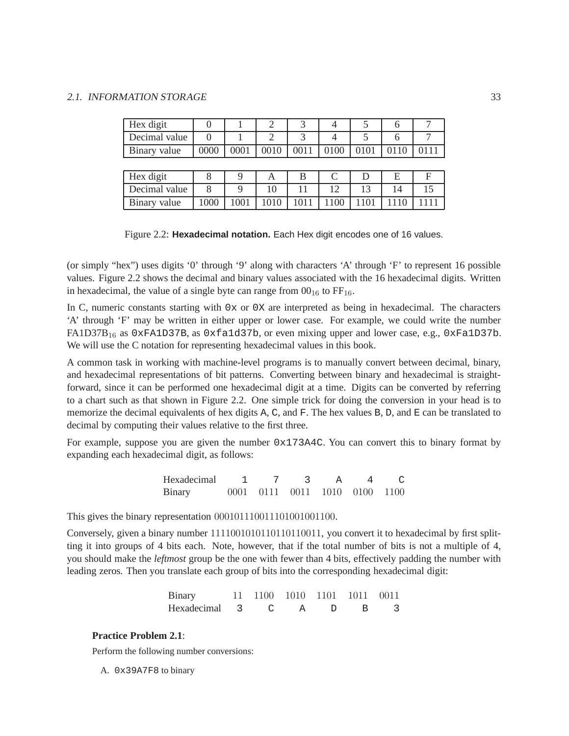| Hex digit | 0 | 1 | 2 | 3 | 4 | 5 | 6 | 7 |
|---|---|---|---|---|---|---|---|---|
| Decimal value | 0 | 1 | 2 | 3 | 4 | 5 | 6 | 7 |
| Binary value | 0000 | 0001 | 0010 | 0011 | 0100 | 0101 | 0110 | 0111 |

| Hex digit | 8 | 9 | A | B | C | D | E | F |
|---|---|---|---|---|---|---|---|---|
| Decimal value | 8 | 9 | 10 | 11 | 12 | 13 | 14 | 15 |
| Binary value | 1000 | 1001 | 1010 | 1011 | 1100 | 1101 | 1110 | 1111 |

Figure 2.2: **Hexadecimal notation.** Each Hex digit encodes one of 16 values.

(or simply "hex") uses digits '0' through '9' along with characters 'A' through 'F' to represent 16 possible values. Figure 2.2 shows the decimal and binary values associated with the 16 hexadecimal digits. Written in hexadecimal, the value of a single byte can range from $00_{16}$ to $FF_{16}$.

In C, numeric constants starting with `0x` or `0X` are interpreted as being in hexadecimal. The characters 'A' through 'F' may be written in either upper or lower case. For example, we could write the number $FA1D37B_{16}$ as `0xFA1D37B`, as `0xfa1d37b`, or even mixing upper and lower case, e.g., `0xFa1D37b`. We will use the C notation for representing hexadecimal values in this book.

A common task in working with machine-level programs is to manually convert between decimal, binary, and hexadecimal representations of bit patterns. Converting between binary and hexadecimal is straightforward, since it can be performed one hexadecimal digit at a time. Digits can be converted by referring to a chart such as that shown in Figure 2.2. One simple trick for doing the conversion in your head is to memorize the decimal equivalents of hex digits `A`, `C`, and `F`. The hex values `B`, `D`, and `E` can be translated to decimal by computing their values relative to the first three.

For example, suppose you are given the number `0x173A4C`. You can convert this to binary format by expanding each hexadecimal digit, as follows:

| Hexadecimal | 1 | 7 | 3 | A | 4 | C |
|---|---|---|---|---|---|---|
| Binary | 0001 | 0111 | 0011 | 1010 | 0100 | 1100 |

This gives the binary representation 000101110011101001001100.

Conversely, given a binary number 1111001010110110110011, you convert it to hexadecimal by first splitting it into groups of 4 bits each. Note, however, that if the total number of bits is not a multiple of 4, you should make the *leftmost* group be the one with fewer than 4 bits, effectively padding the number with leading zeros. Then you translate each group of bits into the corresponding hexadecimal digit:

| Binary | 11 | 1100 | 1010 | 1101 | 1011 | 0011 |
|---|---|---|---|---|---|---|
| Hexadecimal | 3 | C | A | D | B | 3 |

**Practice Problem 2.1**:

Perform the following number conversions:

A. `0x39A7F8` to binary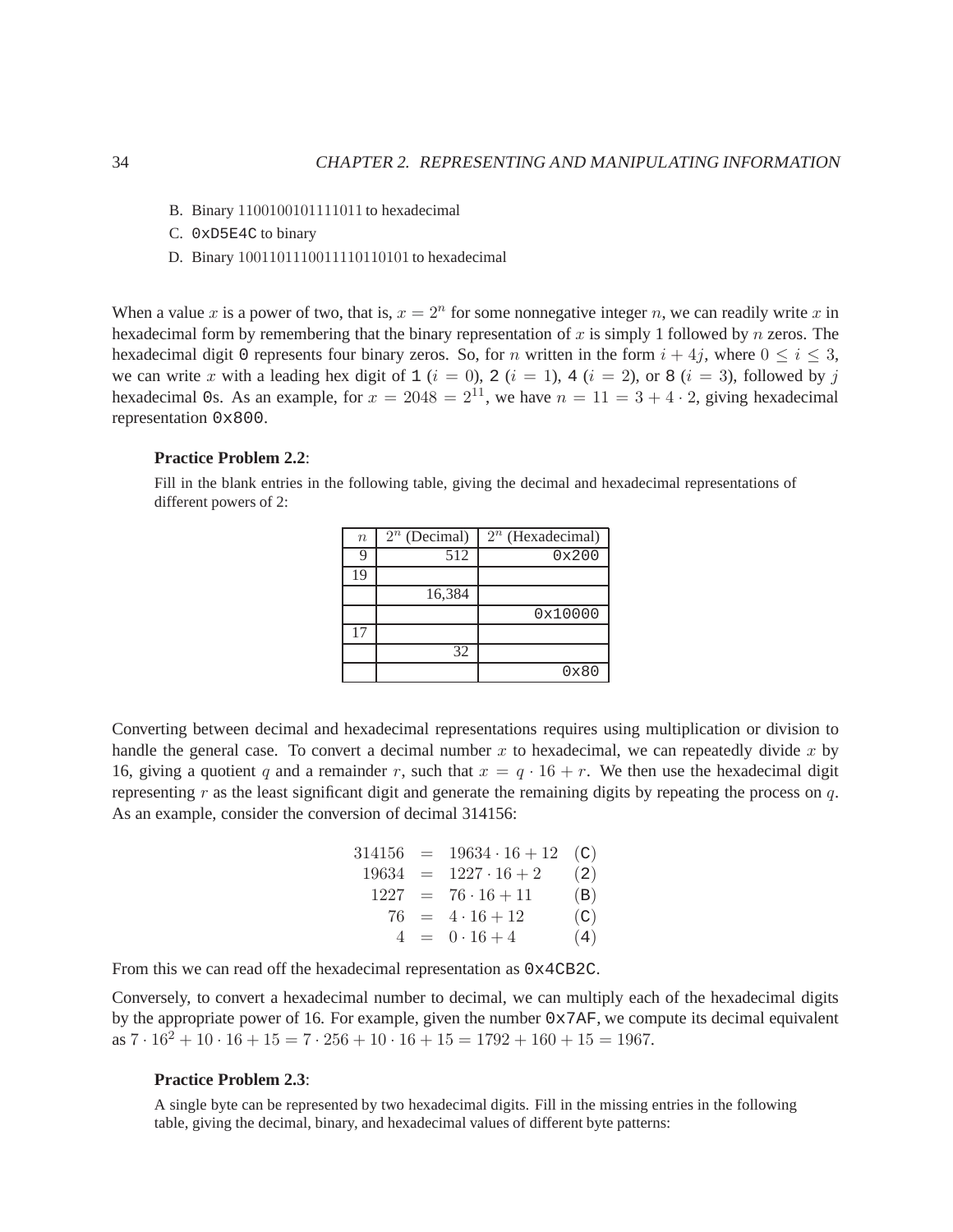B. Binary 1100100101111011 to hexadecimal

C. `0xD5E4C` to binary

D. Binary 1001101110011110110101 to hexadecimal

When a value $x$ is a power of two, that is, $x = 2^n$ for some nonnegative integer $n$, we can readily write $x$ in hexadecimal form by remembering that the binary representation of $x$ is simply 1 followed by $n$ zeros. The hexadecimal digit `0` represents four binary zeros. So, for $n$ written in the form $i + 4j$, where $0 \leq i \leq 3$, we can write $x$ with a leading hex digit of `1` ($i = 0$), `2` ($i = 1$), `4` ($i = 2$), or `8` ($i = 3$), followed by $j$ hexadecimal `0`s. As an example, for $x = 2048 = 2^{11}$, we have $n = 11 = 3 + 4 \cdot 2$, giving hexadecimal representation `0x800`.

**Practice Problem 2.2**:

Fill in the blank entries in the following table, giving the decimal and hexadecimal representations of different powers of 2:

| $n$ | $2^n$ (Decimal) | $2^n$ (Hexadecimal) |
|---|---|---|
| 9 | 512 | `0x200` |
| 19 | | |
| | 16,384 | |
| | | `0x10000` |
| 17 | | |
| | 32 | |
| | | `0x80` |

Converting between decimal and hexadecimal representations requires using multiplication or division to handle the general case. To convert a decimal number $x$ to hexadecimal, we can repeatedly divide $x$ by 16, giving a quotient $q$ and a remainder $r$, such that $x = q \cdot 16 + r$. We then use the hexadecimal digit representing $r$ as the least significant digit and generate the remaining digits by repeating the process on $q$. As an example, consider the conversion of decimal 314156:

$$
\begin{array}{rcll}
314156 & = & 19634 \cdot 16 + 12 & (\texttt{C}) \\
19634 & = & 1227 \cdot 16 + 2 & (\texttt{2}) \\
1227 & = & 76 \cdot 16 + 11 & (\texttt{B}) \\
76 & = & 4 \cdot 16 + 12 & (\texttt{C}) \\
4 & = & 0 \cdot 16 + 4 & (\texttt{4})
\end{array}
$$

From this we can read off the hexadecimal representation as `0x4CB2C`.

Conversely, to convert a hexadecimal number to decimal, we can multiply each of the hexadecimal digits by the appropriate power of 16. For example, given the number `0x7AF`, we compute its decimal equivalent as $7 \cdot 16^2 + 10 \cdot 16 + 15 = 7 \cdot 256 + 10 \cdot 16 + 15 = 1792 + 160 + 15 = 1967$.

**Practice Problem 2.3**:

A single byte can be represented by two hexadecimal digits. Fill in the missing entries in the following table, giving the decimal, binary, and hexadecimal values of different byte patterns: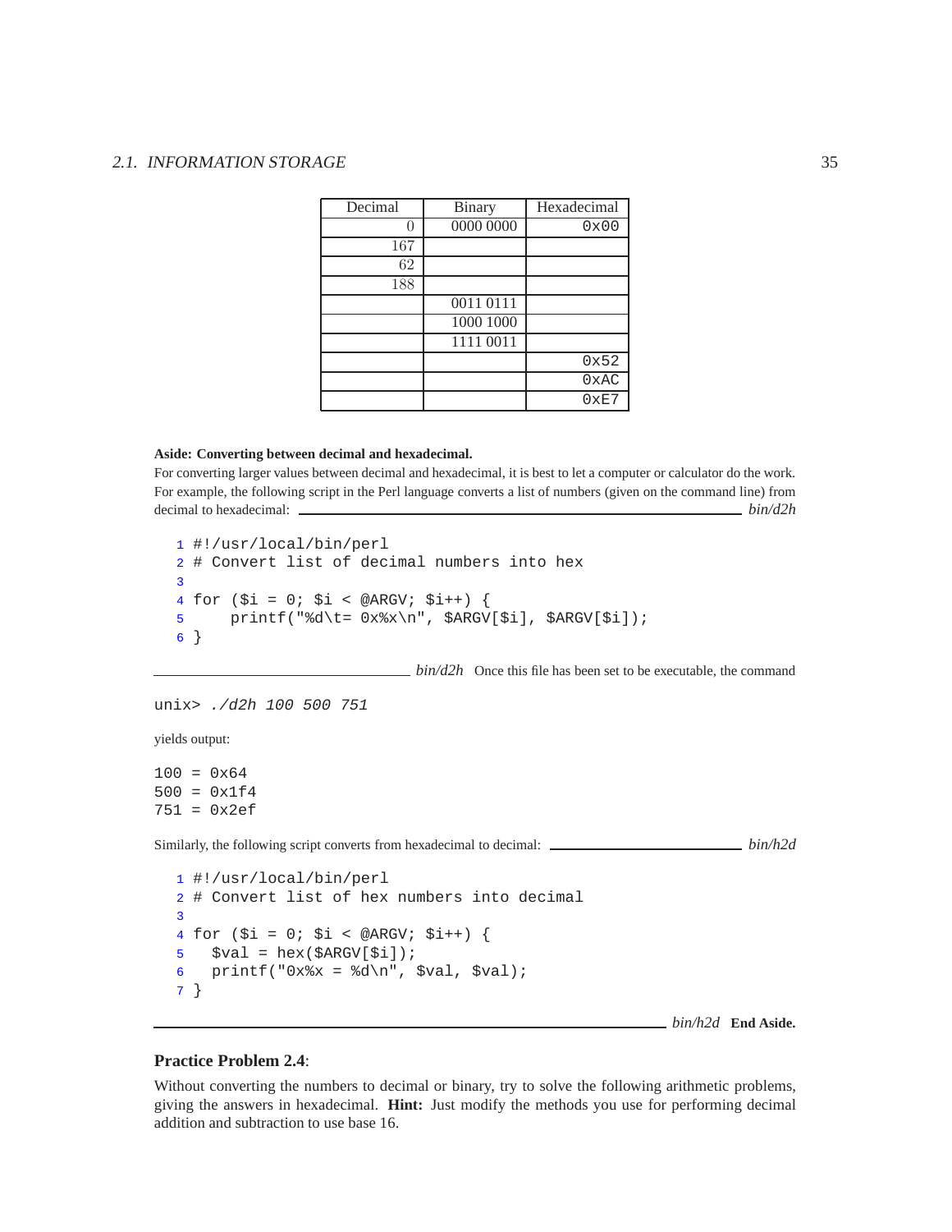| Decimal | Binary | Hexadecimal |
|---|---|---|
| 0 | 0000 0000 | 0x00 |
| 167 | | |
| 62 | | |
| 188 | | |
| | 0011 0111 | |
| | 1000 1000 | |
| | 1111 0011 | |
| | | 0x52 |
| | | 0xAC |
| | | 0xE7 |

**Aside: Converting between decimal and hexadecimal.**

For converting larger values between decimal and hexadecimal, it is best to let a computer or calculator do the work. For example, the following script in the Perl language converts a list of numbers (given on the command line) from decimal to hexadecimal: *bin/d2h*

```
1 #!/usr/local/bin/perl
2 # Convert list of decimal numbers into hex
3
4 for ($i = 0; $i < @ARGV; $i++) {
5     printf("%d\t= 0x%x\n", $ARGV[$i], $ARGV[$i]);
6 }
```

*bin/d2h* Once this file has been set to be executable, the command

```
unix> ./d2h 100 500 751
```

yields output:

```
100 = 0x64
500 = 0x1f4
751 = 0x2ef
```

Similarly, the following script converts from hexadecimal to decimal: *bin/h2d*

```
1 #!/usr/local/bin/perl
2 # Convert list of hex numbers into decimal
3
4 for ($i = 0; $i < @ARGV; $i++) {
5   $val = hex($ARGV[$i]);
6   printf("0x%x = %d\n", $val, $val);
7 }
```

*bin/h2d* **End Aside.**

**Practice Problem 2.4**:

Without converting the numbers to decimal or binary, try to solve the following arithmetic problems, giving the answers in hexadecimal. **Hint:** Just modify the methods you use for performing decimal addition and subtraction to use base 16.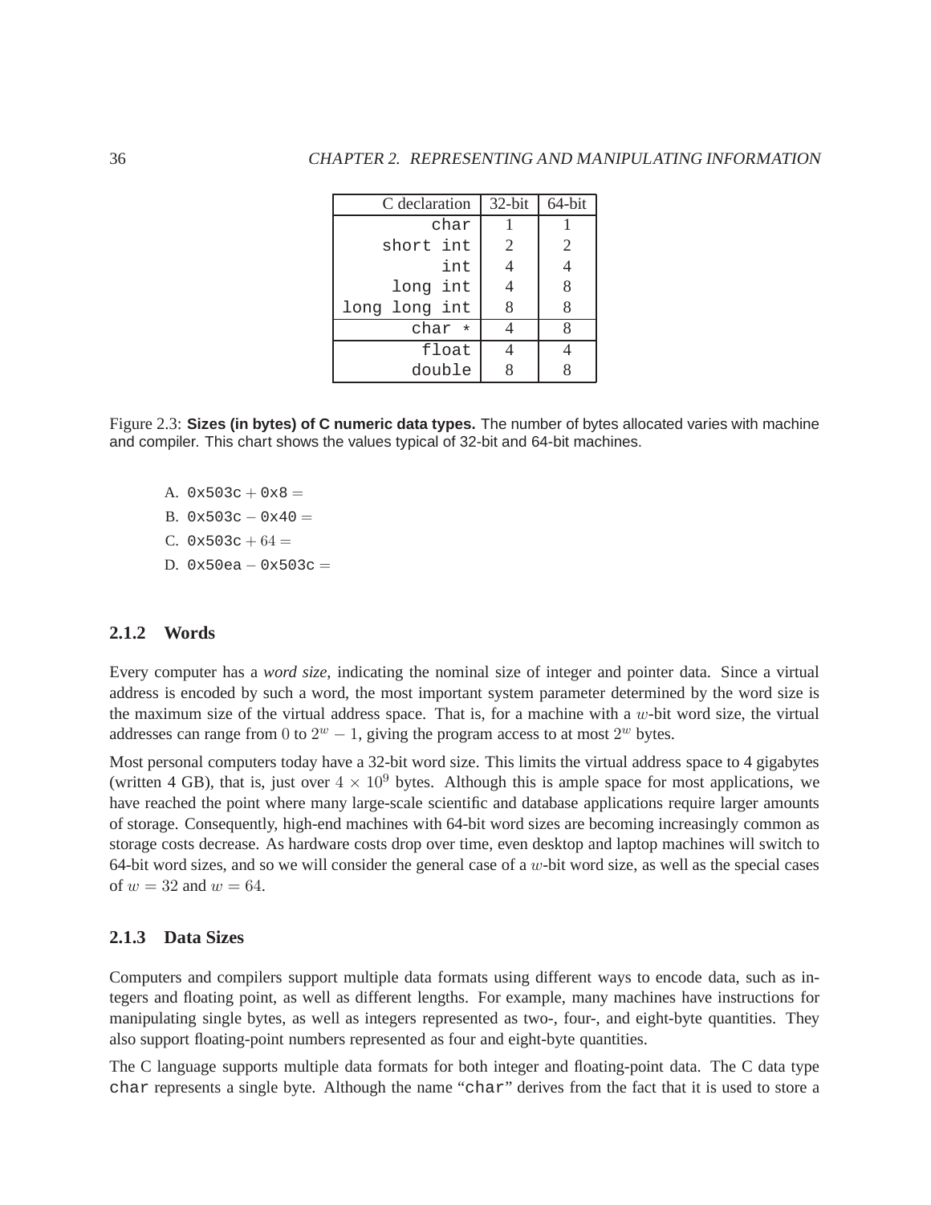| C declaration | 32-bit | 64-bit |
|---|---|---|
| `char` | 1 | 1 |
| `short int` | 2 | 2 |
| `int` | 4 | 4 |
| `long int` | 4 | 8 |
| `long long int` | 8 | 8 |
| `char *` | 4 | 8 |
| `float` | 4 | 4 |
| `double` | 8 | 8 |

Figure 2.3: **Sizes (in bytes) of C numeric data types.** The number of bytes allocated varies with machine and compiler. This chart shows the values typical of 32-bit and 64-bit machines.

A. `0x503c` + `0x8` =

B. `0x503c` − `0x40` =

C. `0x503c` + $64$ =

D. `0x50ea` − `0x503c` =

### 2.1.2 Words

Every computer has a *word size*, indicating the nominal size of integer and pointer data. Since a virtual address is encoded by such a word, the most important system parameter determined by the word size is the maximum size of the virtual address space. That is, for a machine with a $w$-bit word size, the virtual addresses can range from $0$ to $2^w - 1$, giving the program access to at most $2^w$ bytes.

Most personal computers today have a 32-bit word size. This limits the virtual address space to 4 gigabytes (written 4 GB), that is, just over $4 \times 10^9$ bytes. Although this is ample space for most applications, we have reached the point where many large-scale scientific and database applications require larger amounts of storage. Consequently, high-end machines with 64-bit word sizes are becoming increasingly common as storage costs decrease. As hardware costs drop over time, even desktop and laptop machines will switch to 64-bit word sizes, and so we will consider the general case of a $w$-bit word size, as well as the special cases of $w = 32$ and $w = 64$.

### 2.1.3 Data Sizes

Computers and compilers support multiple data formats using different ways to encode data, such as integers and floating point, as well as different lengths. For example, many machines have instructions for manipulating single bytes, as well as integers represented as two-, four-, and eight-byte quantities. They also support floating-point numbers represented as four and eight-byte quantities.

The C language supports multiple data formats for both integer and floating-point data. The C data type `char` represents a single byte. Although the name "`char`" derives from the fact that it is used to store a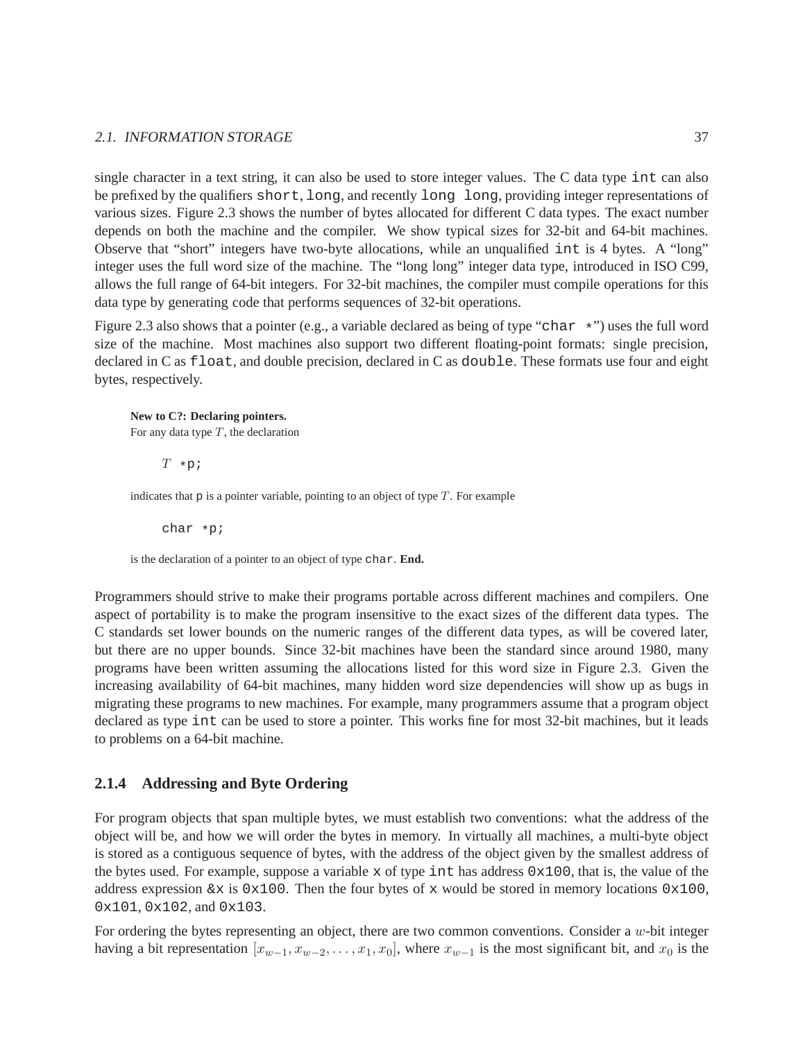single character in a text string, it can also be used to store integer values. The C data type `int` can also be prefixed by the qualifiers `short`, `long`, and recently `long long`, providing integer representations of various sizes. Figure 2.3 shows the number of bytes allocated for different C data types. The exact number depends on both the machine and the compiler. We show typical sizes for 32-bit and 64-bit machines. Observe that "short" integers have two-byte allocations, while an unqualified `int` is 4 bytes. A "long" integer uses the full word size of the machine. The "long long" integer data type, introduced in ISO C99, allows the full range of 64-bit integers. For 32-bit machines, the compiler must compile operations for this data type by generating code that performs sequences of 32-bit operations.

Figure 2.3 also shows that a pointer (e.g., a variable declared as being of type "`char *`") uses the full word size of the machine. Most machines also support two different floating-point formats: single precision, declared in C as `float`, and double precision, declared in C as `double`. These formats use four and eight bytes, respectively.

**New to C?: Declaring pointers.**
For any data type $T$, the declaration

$T$ `*p;`

indicates that `p` is a pointer variable, pointing to an object of type $T$. For example

```
char *p;
```

is the declaration of a pointer to an object of type `char`. **End.**

Programmers should strive to make their programs portable across different machines and compilers. One aspect of portability is to make the program insensitive to the exact sizes of the different data types. The C standards set lower bounds on the numeric ranges of the different data types, as will be covered later, but there are no upper bounds. Since 32-bit machines have been the standard since around 1980, many programs have been written assuming the allocations listed for this word size in Figure 2.3. Given the increasing availability of 64-bit machines, many hidden word size dependencies will show up as bugs in migrating these programs to new machines. For example, many programmers assume that a program object declared as type `int` can be used to store a pointer. This works fine for most 32-bit machines, but it leads to problems on a 64-bit machine.

### 2.1.4 Addressing and Byte Ordering

For program objects that span multiple bytes, we must establish two conventions: what the address of the object will be, and how we will order the bytes in memory. In virtually all machines, a multi-byte object is stored as a contiguous sequence of bytes, with the address of the object given by the smallest address of the bytes used. For example, suppose a variable `x` of type `int` has address `0x100`, that is, the value of the address expression `&x` is `0x100`. Then the four bytes of `x` would be stored in memory locations `0x100`, `0x101`, `0x102`, and `0x103`.

For ordering the bytes representing an object, there are two common conventions. Consider a $w$-bit integer having a bit representation $[x_{w-1}, x_{w-2}, \ldots, x_1, x_0]$, where $x_{w-1}$ is the most significant bit, and $x_0$ is the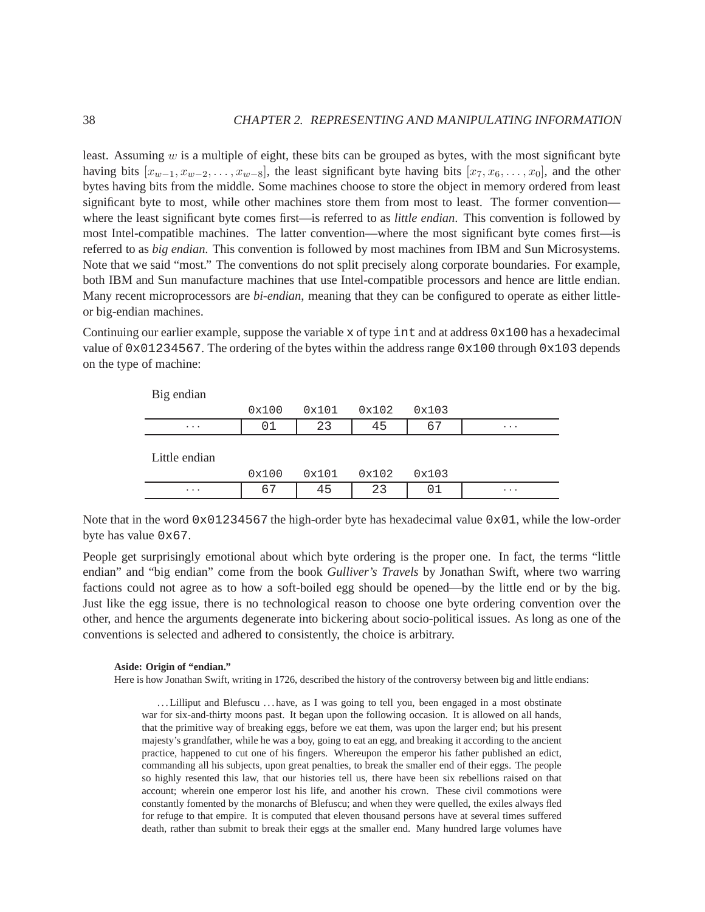least. Assuming $w$ is a multiple of eight, these bits can be grouped as bytes, with the most significant byte having bits $[x_{w-1}, x_{w-2}, \ldots, x_{w-8}]$, the least significant byte having bits $[x_7, x_6, \ldots, x_0]$, and the other bytes having bits from the middle. Some machines choose to store the object in memory ordered from least significant byte to most, while other machines store them from most to least. The former convention—where the least significant byte comes first—is referred to as *little endian*. This convention is followed by most Intel-compatible machines. The latter convention—where the most significant byte comes first—is referred to as *big endian*. This convention is followed by most machines from IBM and Sun Microsystems. Note that we said "most." The conventions do not split precisely along corporate boundaries. For example, both IBM and Sun manufacture machines that use Intel-compatible processors and hence are little endian. Many recent microprocessors are *bi-endian*, meaning that they can be configured to operate as either little- or big-endian machines.

Continuing our earlier example, suppose the variable `x` of type `int` and at address `0x100` has a hexadecimal value of `0x01234567`. The ordering of the bytes within the address range `0x100` through `0x103` depends on the type of machine:

Big endian

| | 0x100 | 0x101 | 0x102 | 0x103 | |
|---|---|---|---|---|---|
| ... | 01 | 23 | 45 | 67 | ... |

Little endian

| | 0x100 | 0x101 | 0x102 | 0x103 | |
|---|---|---|---|---|---|
| ... | 67 | 45 | 23 | 01 | ... |

Note that in the word `0x01234567` the high-order byte has hexadecimal value `0x01`, while the low-order byte has value `0x67`.

People get surprisingly emotional about which byte ordering is the proper one. In fact, the terms "little endian" and "big endian" come from the book *Gulliver's Travels* by Jonathan Swift, where two warring factions could not agree as to how a soft-boiled egg should be opened—by the little end or by the big. Just like the egg issue, there is no technological reason to choose one byte ordering convention over the other, and hence the arguments degenerate into bickering about socio-political issues. As long as one of the conventions is selected and adhered to consistently, the choice is arbitrary.

**Aside: Origin of "endian."**

Here is how Jonathan Swift, writing in 1726, described the history of the controversy between big and little endians:

> ... Lilliput and Blefuscu ... have, as I was going to tell you, been engaged in a most obstinate war for six-and-thirty moons past. It began upon the following occasion. It is allowed on all hands, that the primitive way of breaking eggs, before we eat them, was upon the larger end; but his present majesty's grandfather, while he was a boy, going to eat an egg, and breaking it according to the ancient practice, happened to cut one of his fingers. Whereupon the emperor his father published an edict, commanding all his subjects, upon great penalties, to break the smaller end of their eggs. The people so highly resented this law, that our histories tell us, there have been six rebellions raised on that account; wherein one emperor lost his life, and another his crown. These civil commotions were constantly fomented by the monarchs of Blefuscu; and when they were quelled, the exiles always fled for refuge to that empire. It is computed that eleven thousand persons have at several times suffered death, rather than submit to break their eggs at the smaller end. Many hundred large volumes have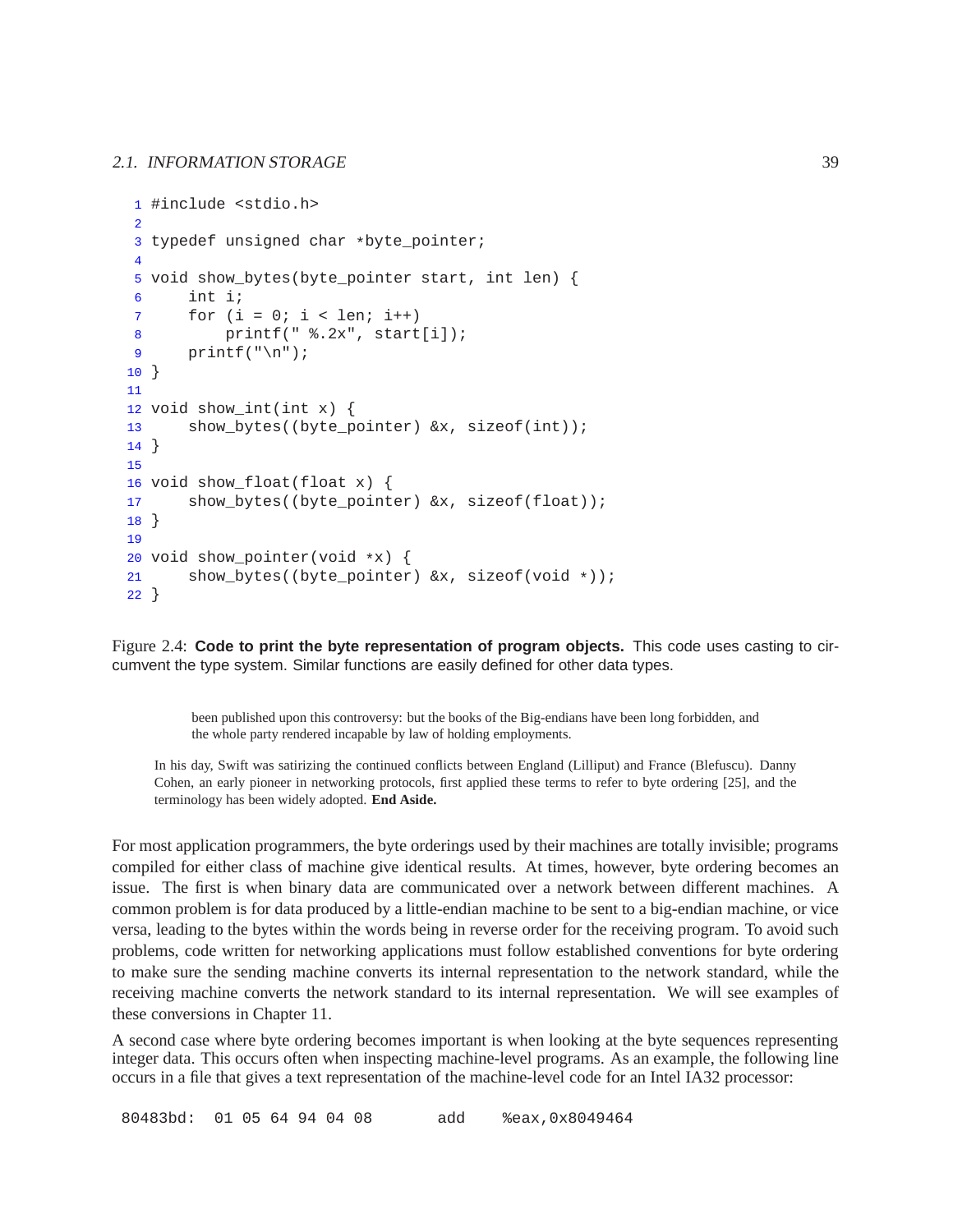```c
#include <stdio.h>

typedef unsigned char *byte_pointer;

void show_bytes(byte_pointer start, int len) {
    int i;
    for (i = 0; i < len; i++)
        printf(" %.2x", start[i]);
    printf("\n");
}

void show_int(int x) {
    show_bytes((byte_pointer) &x, sizeof(int));
}

void show_float(float x) {
    show_bytes((byte_pointer) &x, sizeof(float));
}

void show_pointer(void *x) {
    show_bytes((byte_pointer) &x, sizeof(void *));
}
```

Figure 2.4: **Code to print the byte representation of program objects.** This code uses casting to circumvent the type system. Similar functions are easily defined for other data types.

> been published upon this controversy: but the books of the Big-endians have been long forbidden, and the whole party rendered incapable by law of holding employments.

In his day, Swift was satirizing the continued conflicts between England (Lilliput) and France (Blefuscu). Danny Cohen, an early pioneer in networking protocols, first applied these terms to refer to byte ordering [25], and the terminology has been widely adopted. **End Aside.**

For most application programmers, the byte orderings used by their machines are totally invisible; programs compiled for either class of machine give identical results. At times, however, byte ordering becomes an issue. The first is when binary data are communicated over a network between different machines. A common problem is for data produced by a little-endian machine to be sent to a big-endian machine, or vice versa, leading to the bytes within the words being in reverse order for the receiving program. To avoid such problems, code written for networking applications must follow established conventions for byte ordering to make sure the sending machine converts its internal representation to the network standard, while the receiving machine converts the network standard to its internal representation. We will see examples of these conversions in Chapter 11.

A second case where byte ordering becomes important is when looking at the byte sequences representing integer data. This occurs often when inspecting machine-level programs. As an example, the following line occurs in a file that gives a text representation of the machine-level code for an Intel IA32 processor:

```
80483bd:  01 05 64 94 04 08       add    %eax,0x8049464
```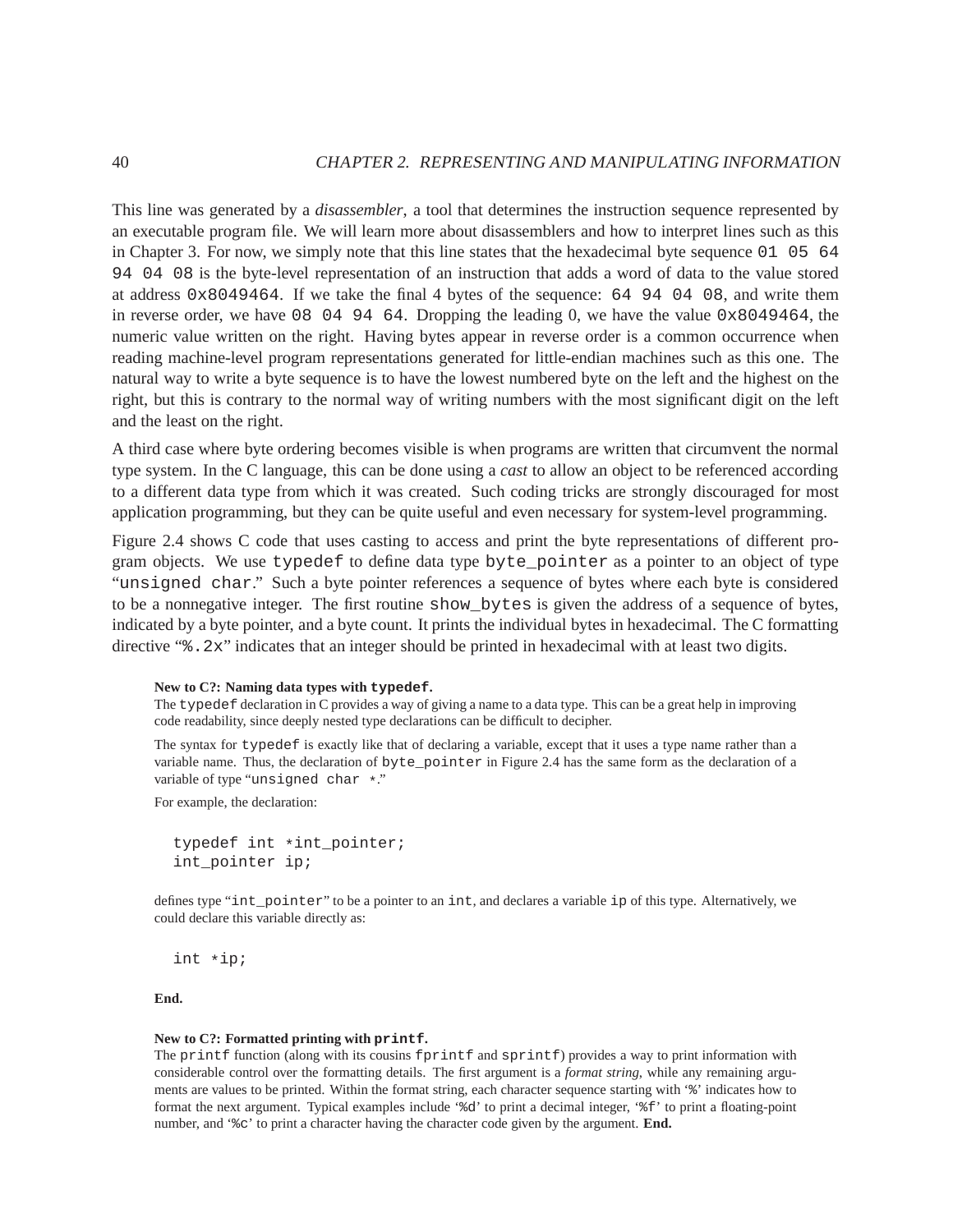This line was generated by a *disassembler*, a tool that determines the instruction sequence represented by an executable program file. We will learn more about disassemblers and how to interpret lines such as this in Chapter 3. For now, we simply note that this line states that the hexadecimal byte sequence `01 05 64 94 04 08` is the byte-level representation of an instruction that adds a word of data to the value stored at address `0x8049464`. If we take the final 4 bytes of the sequence: `64 94 04 08`, and write them in reverse order, we have `08 04 94 64`. Dropping the leading 0, we have the value `0x8049464`, the numeric value written on the right. Having bytes appear in reverse order is a common occurrence when reading machine-level program representations generated for little-endian machines such as this one. The natural way to write a byte sequence is to have the lowest numbered byte on the left and the highest on the right, but this is contrary to the normal way of writing numbers with the most significant digit on the left and the least on the right.

A third case where byte ordering becomes visible is when programs are written that circumvent the normal type system. In the C language, this can be done using a *cast* to allow an object to be referenced according to a different data type from which it was created. Such coding tricks are strongly discouraged for most application programming, but they can be quite useful and even necessary for system-level programming.

Figure 2.4 shows C code that uses casting to access and print the byte representations of different program objects. We use `typedef` to define data type `byte_pointer` as a pointer to an object of type "`unsigned char`." Such a byte pointer references a sequence of bytes where each byte is considered to be a nonnegative integer. The first routine `show_bytes` is given the address of a sequence of bytes, indicated by a byte pointer, and a byte count. It prints the individual bytes in hexadecimal. The C formatting directive "`%.2x`" indicates that an integer should be printed in hexadecimal with at least two digits.

**New to C?: Naming data types with `typedef`.**

The `typedef` declaration in C provides a way of giving a name to a data type. This can be a great help in improving code readability, since deeply nested type declarations can be difficult to decipher.

The syntax for `typedef` is exactly like that of declaring a variable, except that it uses a type name rather than a variable name. Thus, the declaration of `byte_pointer` in Figure 2.4 has the same form as the declaration of a variable of type "`unsigned char *`."

For example, the declaration:

```
typedef int *int_pointer;
int_pointer ip;
```

defines type "`int_pointer`" to be a pointer to an `int`, and declares a variable `ip` of this type. Alternatively, we could declare this variable directly as:

```
int *ip;
```

**End.**

**New to C?: Formatted printing with `printf`.**

The `printf` function (along with its cousins `fprintf` and `sprintf`) provides a way to print information with considerable control over the formatting details. The first argument is a *format string*, while any remaining arguments are values to be printed. Within the format string, each character sequence starting with '`%`' indicates how to format the next argument. Typical examples include '`%d`' to print a decimal integer, '`%f`' to print a floating-point number, and '`%c`' to print a character having the character code given by the argument. **End.**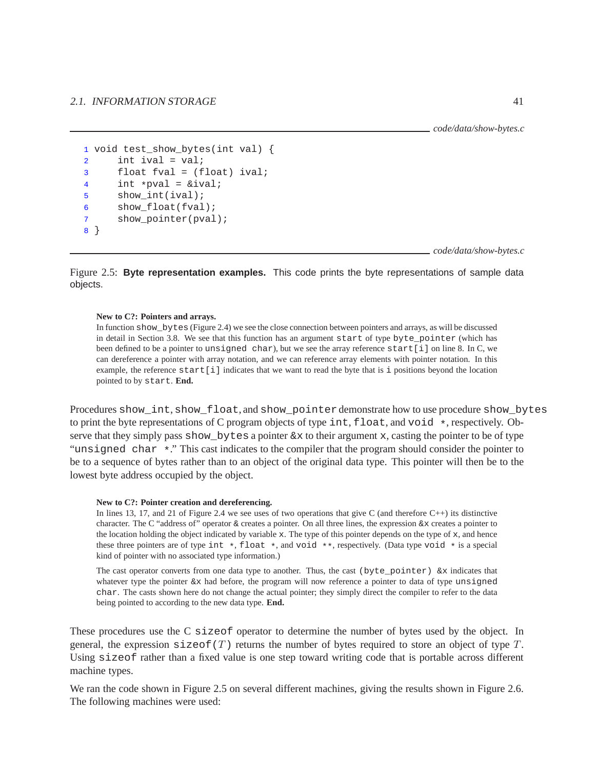*code/data/show-bytes.c*

```
1 void test_show_bytes(int val) {
2     int ival = val;
3     float fval = (float) ival;
4     int *pval = &ival;
5     show_int(ival);
6     show_float(fval);
7     show_pointer(pval);
8 }
```

*code/data/show-bytes.c*

Figure 2.5: **Byte representation examples.** This code prints the byte representations of sample data objects.

> **New to C?: Pointers and arrays.**
> In function `show_bytes` (Figure 2.4) we see the close connection between pointers and arrays, as will be discussed in detail in Section 3.8. We see that this function has an argument `start` of type `byte_pointer` (which has been defined to be a pointer to `unsigned char`), but we see the array reference `start[i]` on line 8. In C, we can dereference a pointer with array notation, and we can reference array elements with pointer notation. In this example, the reference `start[i]` indicates that we want to read the byte that is `i` positions beyond the location pointed to by `start`. **End.**

Procedures `show_int`, `show_float`, and `show_pointer` demonstrate how to use procedure `show_bytes` to print the byte representations of C program objects of type `int`, `float`, and `void *`, respectively. Observe that they simply pass `show_bytes` a pointer `&x` to their argument `x`, casting the pointer to be of type "`unsigned char *`." This cast indicates to the compiler that the program should consider the pointer to be to a sequence of bytes rather than to an object of the original data type. This pointer will then be to the lowest byte address occupied by the object.

> **New to C?: Pointer creation and dereferencing.**
> In lines 13, 17, and 21 of Figure 2.4 we see uses of two operations that give C (and therefore C++) its distinctive character. The C "address of" operator `&` creates a pointer. On all three lines, the expression `&x` creates a pointer to the location holding the object indicated by variable `x`. The type of this pointer depends on the type of `x`, and hence these three pointers are of type `int *`, `float *`, and `void **`, respectively. (Data type `void *` is a special kind of pointer with no associated type information.)
>
> The cast operator converts from one data type to another. Thus, the cast `(byte_pointer) &x` indicates that whatever type the pointer `&x` had before, the program will now reference a pointer to data of type `unsigned char`. The casts shown here do not change the actual pointer; they simply direct the compiler to refer to the data being pointed to according to the new data type. **End.**

These procedures use the C `sizeof` operator to determine the number of bytes used by the object. In general, the expression `sizeof(`$T$`)` returns the number of bytes required to store an object of type $T$. Using `sizeof` rather than a fixed value is one step toward writing code that is portable across different machine types.

We ran the code shown in Figure 2.5 on several different machines, giving the results shown in Figure 2.6. The following machines were used: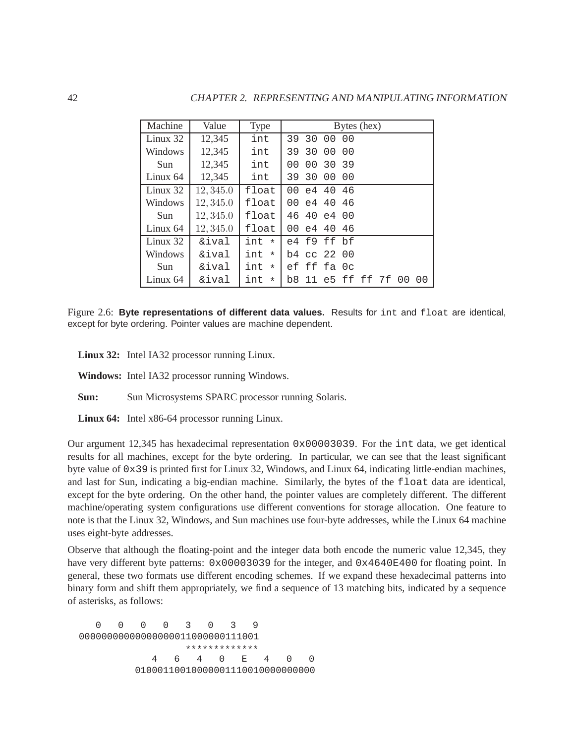| Machine | Value | Type | Bytes (hex) |
|---|---|---|---|
| Linux 32 | 12,345 | `int` | `39 30 00 00` |
| Windows | 12,345 | `int` | `39 30 00 00` |
| Sun | 12,345 | `int` | `00 00 30 39` |
| Linux 64 | 12,345 | `int` | `39 30 00 00` |
| Linux 32 | $12,345.0$ | `float` | `00 e4 40 46` |
| Windows | $12,345.0$ | `float` | `00 e4 40 46` |
| Sun | $12,345.0$ | `float` | `46 40 e4 00` |
| Linux 64 | $12,345.0$ | `float` | `00 e4 40 46` |
| Linux 32 | `&ival` | `int *` | `e4 f9 ff bf` |
| Windows | `&ival` | `int *` | `b4 cc 22 00` |
| Sun | `&ival` | `int *` | `ef ff fa 0c` |
| Linux 64 | `&ival` | `int *` | `b8 11 e5 ff ff 7f 00 00` |

Figure 2.6: **Byte representations of different data values.** Results for `int` and `float` are identical, except for byte ordering. Pointer values are machine dependent.

**Linux 32:** Intel IA32 processor running Linux.

**Windows:** Intel IA32 processor running Windows.

**Sun:** Sun Microsystems SPARC processor running Solaris.

**Linux 64:** Intel x86-64 processor running Linux.

Our argument 12,345 has hexadecimal representation `0x00003039`. For the `int` data, we get identical results for all machines, except for the byte ordering. In particular, we can see that the least significant byte value of `0x39` is printed first for Linux 32, Windows, and Linux 64, indicating little-endian machines, and last for Sun, indicating a big-endian machine. Similarly, the bytes of the `float` data are identical, except for the byte ordering. On the other hand, the pointer values are completely different. The different machine/operating system configurations use different conventions for storage allocation. One feature to note is that the Linux 32, Windows, and Sun machines use four-byte addresses, while the Linux 64 machine uses eight-byte addresses.

Observe that although the floating-point and the integer data both encode the numeric value 12,345, they have very different byte patterns: `0x00003039` for the integer, and `0x4640E400` for floating point. In general, these two formats use different encoding schemes. If we expand these hexadecimal patterns into binary form and shift them appropriately, we find a sequence of 13 matching bits, indicated by a sequence of asterisks, as follows:

```
   0   0   0   0   3   0   3   9
00000000000000000011000000111001
                   *************
             4   6   4   0   E   4   0   0
          01000110010000001110010000000000
```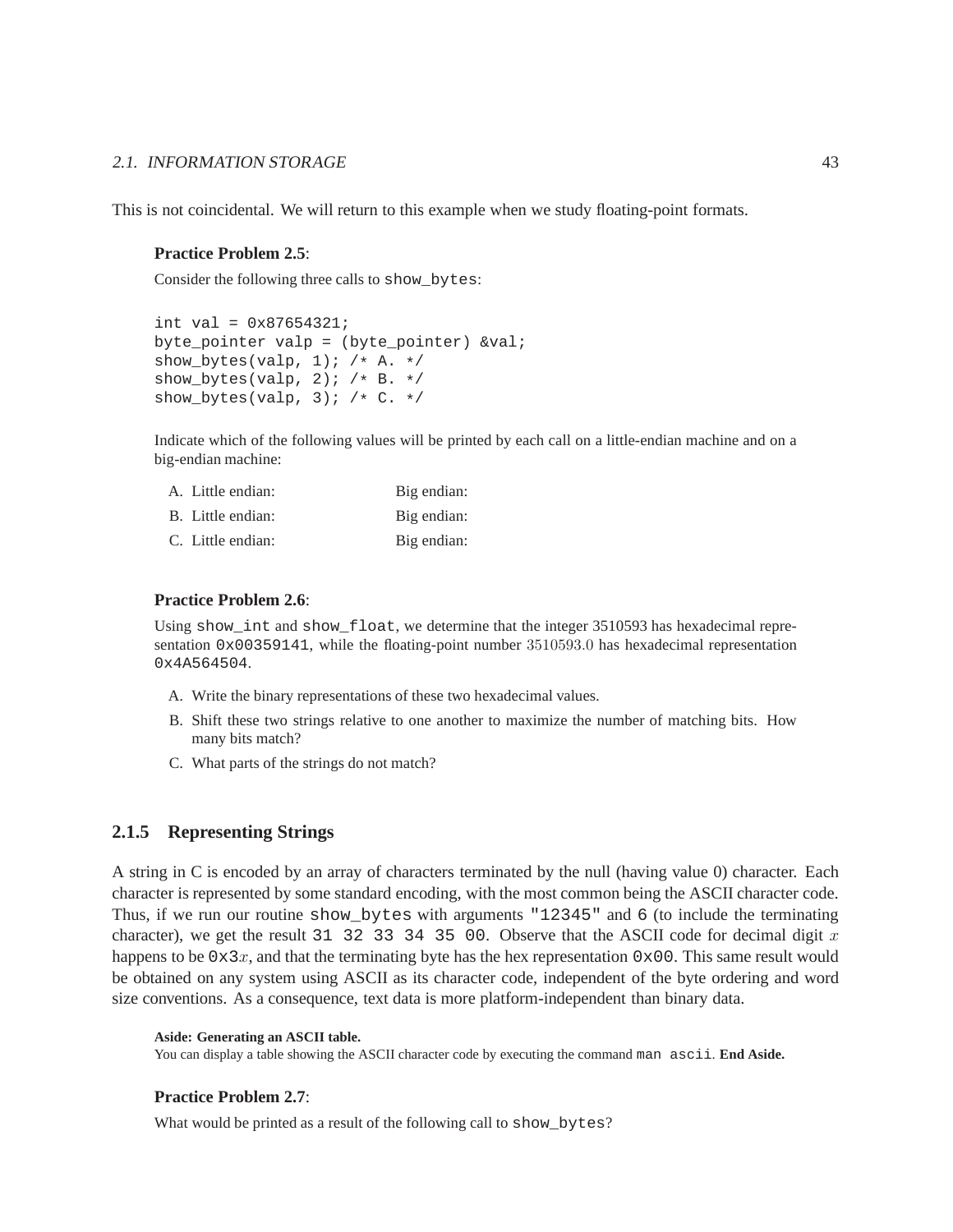This is not coincidental. We will return to this example when we study floating-point formats.

**Practice Problem 2.5**:

Consider the following three calls to `show_bytes`:

```
int val = 0x87654321;
byte_pointer valp = (byte_pointer) &val;
show_bytes(valp, 1); /* A. */
show_bytes(valp, 2); /* B. */
show_bytes(valp, 3); /* C. */
```

Indicate which of the following values will be printed by each call on a little-endian machine and on a big-endian machine:

A. Little endian: Big endian:

B. Little endian: Big endian:

C. Little endian: Big endian:

**Practice Problem 2.6**:

Using `show_int` and `show_float`, we determine that the integer 3510593 has hexadecimal representation `0x00359141`, while the floating-point number $3510593.0$ has hexadecimal representation `0x4A564504`.

A. Write the binary representations of these two hexadecimal values.

B. Shift these two strings relative to one another to maximize the number of matching bits. How many bits match?

C. What parts of the strings do not match?

### 2.1.5 Representing Strings

A string in C is encoded by an array of characters terminated by the null (having value 0) character. Each character is represented by some standard encoding, with the most common being the ASCII character code. Thus, if we run our routine `show_bytes` with arguments `"12345"` and `6` (to include the terminating character), we get the result `31 32 33 34 35 00`. Observe that the ASCII code for decimal digit $x$ happens to be `0x3`$x$, and that the terminating byte has the hex representation `0x00`. This same result would be obtained on any system using ASCII as its character code, independent of the byte ordering and word size conventions. As a consequence, text data is more platform-independent than binary data.

**Aside: Generating an ASCII table.**
You can display a table showing the ASCII character code by executing the command `man ascii`. **End Aside.**

**Practice Problem 2.7**:

What would be printed as a result of the following call to `show_bytes`?